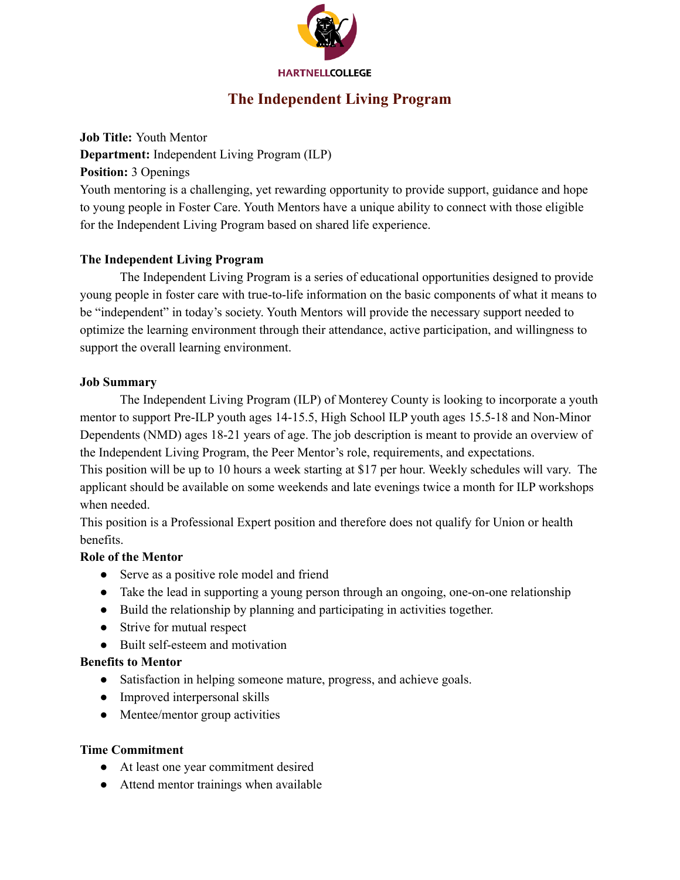HARTNELLCOLLEGE

# The Independent Living Program

**Job Title:** Youth Mentor
**Department:** Independent Living Program (ILP)
**Position:** 3 Openings
Youth mentoring is a challenging, yet rewarding opportunity to provide support, guidance and hope to young people in Foster Care. Youth Mentors have a unique ability to connect with those eligible for the Independent Living Program based on shared life experience.

**The Independent Living Program**

The Independent Living Program is a series of educational opportunities designed to provide young people in foster care with true-to-life information on the basic components of what it means to be "independent" in today's society. Youth Mentors will provide the necessary support needed to optimize the learning environment through their attendance, active participation, and willingness to support the overall learning environment.

**Job Summary**

The Independent Living Program (ILP) of Monterey County is looking to incorporate a youth mentor to support Pre-ILP youth ages 14-15.5, High School ILP youth ages 15.5-18 and Non-Minor Dependents (NMD) ages 18-21 years of age. The job description is meant to provide an overview of the Independent Living Program, the Peer Mentor's role, requirements, and expectations.
This position will be up to 10 hours a week starting at $17 per hour. Weekly schedules will vary. The applicant should be available on some weekends and late evenings twice a month for ILP workshops when needed.
This position is a Professional Expert position and therefore does not qualify for Union or health benefits.

**Role of the Mentor**

- Serve as a positive role model and friend
- Take the lead in supporting a young person through an ongoing, one-on-one relationship
- Build the relationship by planning and participating in activities together.
- Strive for mutual respect
- Built self-esteem and motivation

**Benefits to Mentor**

- Satisfaction in helping someone mature, progress, and achieve goals.
- Improved interpersonal skills
- Mentee/mentor group activities

**Time Commitment**

- At least one year commitment desired
- Attend mentor trainings when available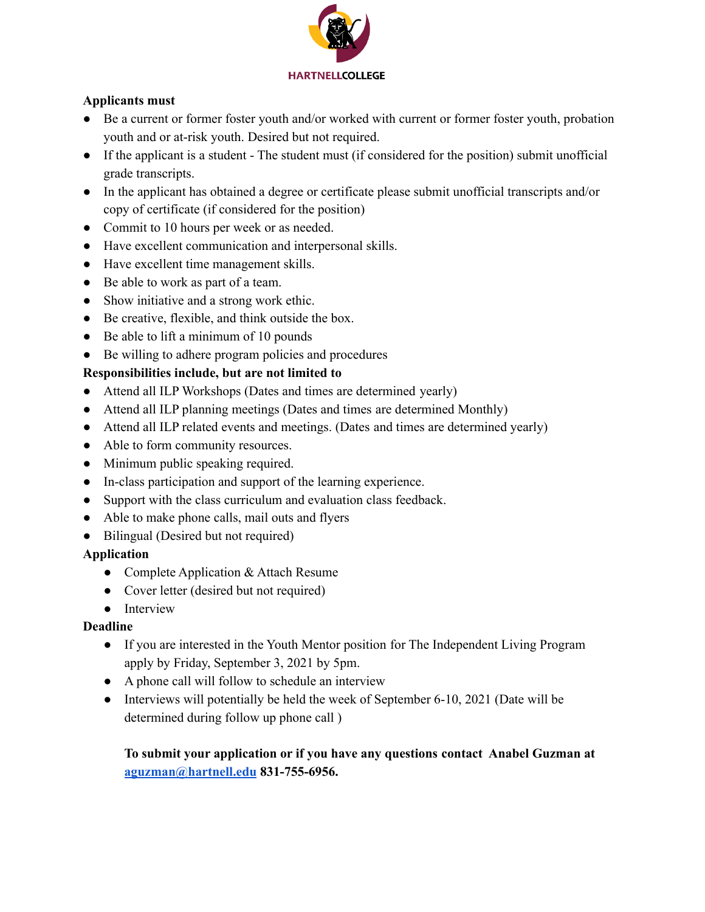HARTNELLCOLLEGE

**Applicants must**

- Be a current or former foster youth and/or worked with current or former foster youth, probation youth and or at-risk youth. Desired but not required.
- If the applicant is a student - The student must (if considered for the position) submit unofficial grade transcripts.
- In the applicant has obtained a degree or certificate please submit unofficial transcripts and/or copy of certificate (if considered for the position)
- Commit to 10 hours per week or as needed.
- Have excellent communication and interpersonal skills.
- Have excellent time management skills.
- Be able to work as part of a team.
- Show initiative and a strong work ethic.
- Be creative, flexible, and think outside the box.
- Be able to lift a minimum of 10 pounds
- Be willing to adhere program policies and procedures

**Responsibilities include, but are not limited to**

- Attend all ILP Workshops (Dates and times are determined yearly)
- Attend all ILP planning meetings (Dates and times are determined Monthly)
- Attend all ILP related events and meetings. (Dates and times are determined yearly)
- Able to form community resources.
- Minimum public speaking required.
- In-class participation and support of the learning experience.
- Support with the class curriculum and evaluation class feedback.
- Able to make phone calls, mail outs and flyers
- Bilingual (Desired but not required)

**Application**

- Complete Application & Attach Resume
- Cover letter (desired but not required)
- Interview

**Deadline**

- If you are interested in the Youth Mentor position for The Independent Living Program apply by Friday, September 3, 2021 by 5pm.
- A phone call will follow to schedule an interview
- Interviews will potentially be held the week of September 6-10, 2021 (Date will be determined during follow up phone call )

**To submit your application or if you have any questions contact Anabel Guzman at [aguzman@hartnell.edu](mailto:aguzman@hartnell.edu) 831-755-6956.**